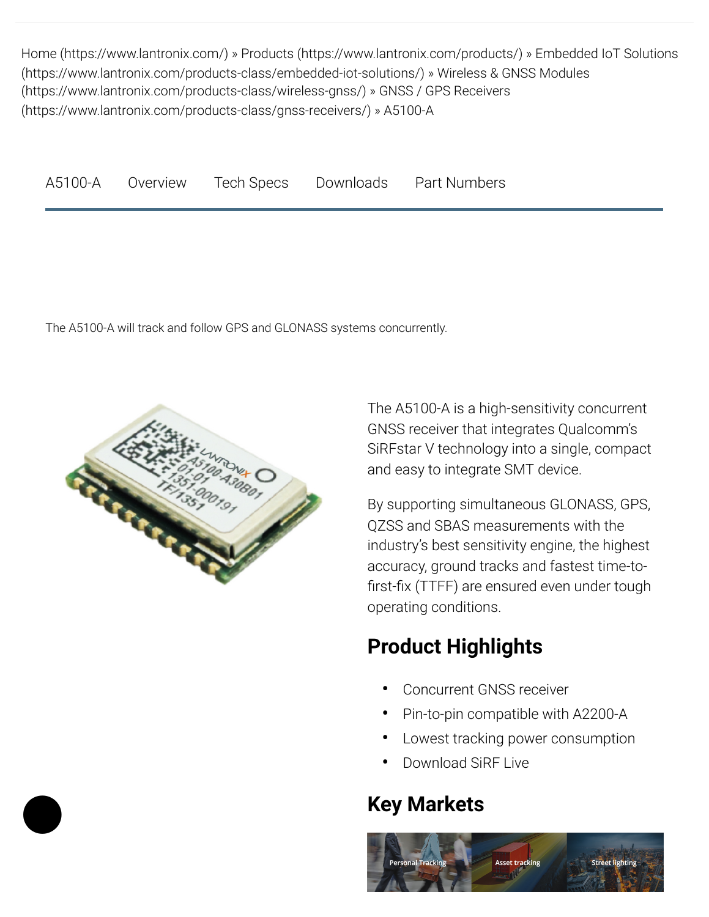Home (https://www.lantronix.com/) » Products (https://www.lantronix.com/products/) » Embedded IoT Solutions (https://www.lantronix.com/products-class/embedded-iot-solutions/) » Wireless & GNSS Modules (https://www.lantronix.com/products-class/wireless-gnss/) » GNSS / GPS Receivers (https://www.lantronix.com/products-class/gnss-receivers/) » A5100-A

A5100-A    Overview    Tech Specs    Downloads    Part Numbers

The A5100-A will track and follow GPS and GLONASS systems concurrently.

The A5100-A is a high-sensitivity concurrent GNSS receiver that integrates Qualcomm's SiRFstar V technology into a single, compact and easy to integrate SMT device.

By supporting simultaneous GLONASS, GPS, QZSS and SBAS measurements with the industry's best sensitivity engine, the highest accuracy, ground tracks and fastest time-to-first-fix (TTFF) are ensured even under tough operating conditions.

## Product Highlights

- Concurrent GNSS receiver
- Pin-to-pin compatible with A2200-A
- Lowest tracking power consumption
- Download SiRF Live

## Key Markets

Personal Tracking    Asset tracking    Street lighting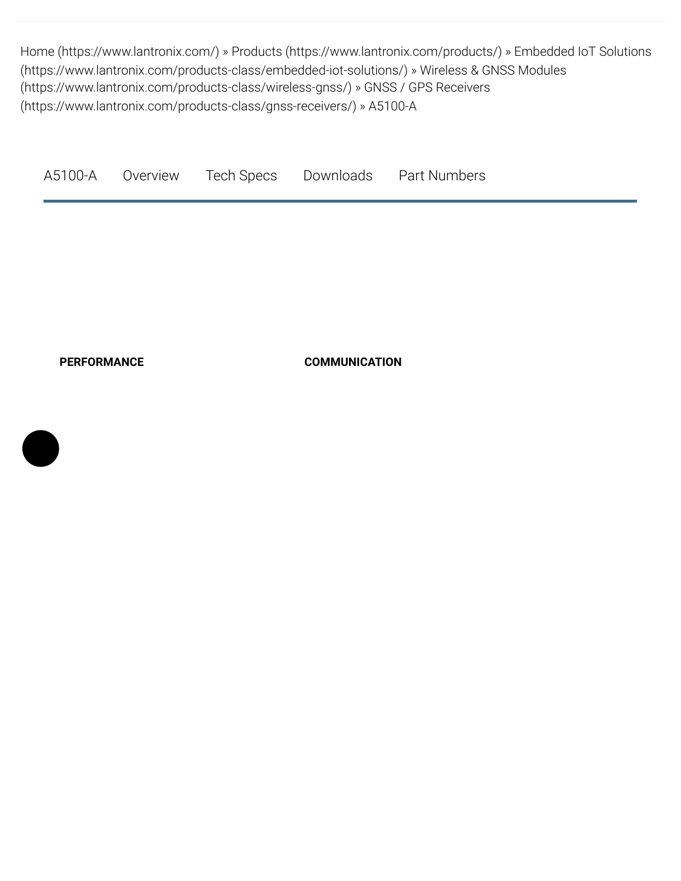Home (https://www.lantronix.com/) » Products (https://www.lantronix.com/products/) » Embedded IoT Solutions (https://www.lantronix.com/products-class/embedded-iot-solutions/) » Wireless & GNSS Modules (https://www.lantronix.com/products-class/wireless-gnss/) » GNSS / GPS Receivers (https://www.lantronix.com/products-class/gnss-receivers/) » A5100-A

A5100-A Overview Tech Specs Downloads Part Numbers

**PERFORMANCE**

**COMMUNICATION**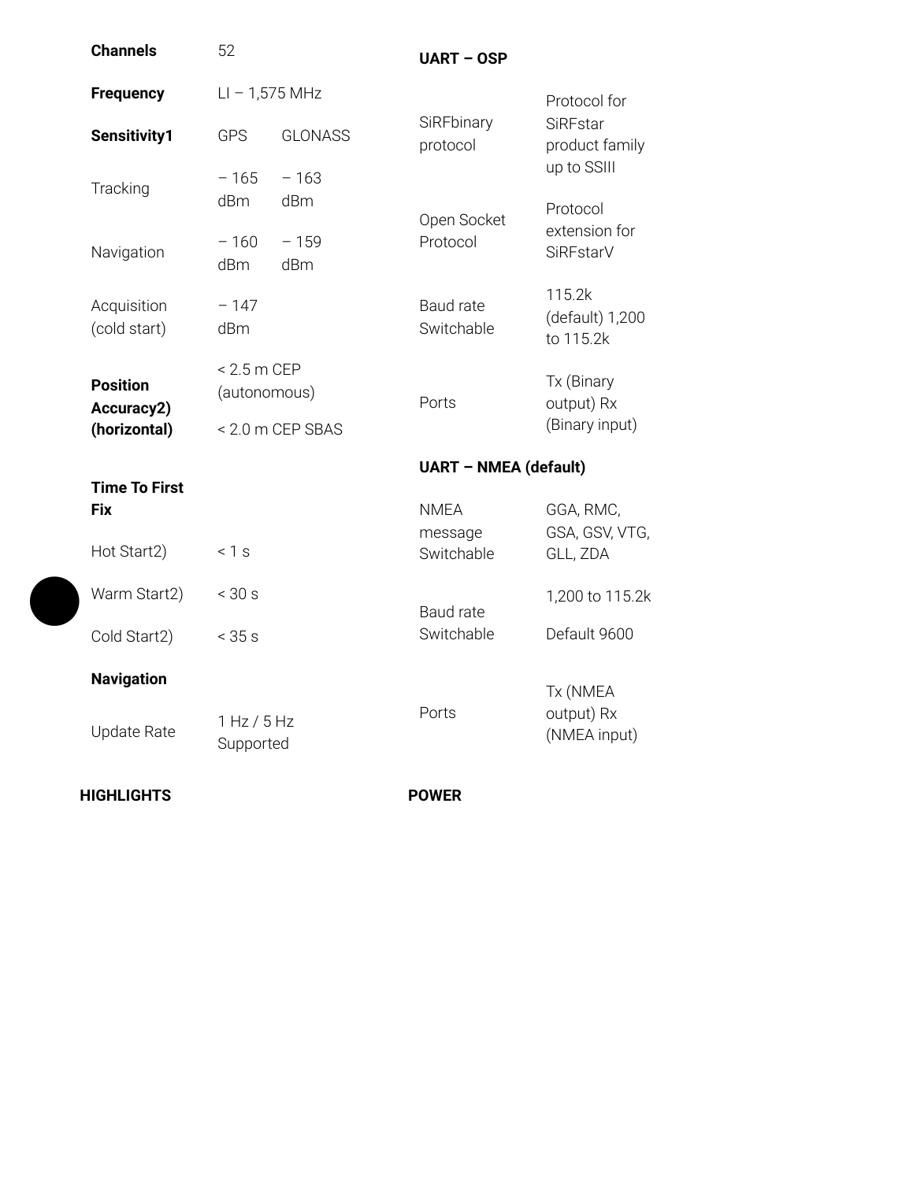| | | |
|---|---|---|
| **Channels** | 52 | |
| **Frequency** | LI – 1,575 MHz | |
| **Sensitivity1** | GPS | GLONASS |
| Tracking | – 165 dBm | – 163 dBm |
| Navigation | – 160 dBm | – 159 dBm |
| Acquisition (cold start) | – 147 dBm | |
| **Position Accuracy2) (horizontal)** | < 2.5 m CEP (autonomous) | |
| | < 2.0 m CEP SBAS | |
| **Time To First Fix** | | |
| Hot Start2) | < 1 s | |
| Warm Start2) | < 30 s | |
| Cold Start2) | < 35 s | |
| **Navigation** | | |
| Update Rate | 1 Hz / 5 Hz Supported | |

**UART – OSP**

| | |
|---|---|
| SiRFbinary protocol | Protocol for SiRFstar product family up to SSIII |
| Open Socket Protocol | Protocol extension for SiRFstarV |
| Baud rate Switchable | 115.2k (default) 1,200 to 115.2k |
| Ports | Tx (Binary output) Rx (Binary input) |

**UART – NMEA (default)**

| | |
|---|---|
| NMEA message Switchable | GGA, RMC, GSA, GSV, VTG, GLL, ZDA |
| Baud rate Switchable | 1,200 to 115.2k |
| | Default 9600 |
| Ports | Tx (NMEA output) Rx (NMEA input) |

**HIGHLIGHTS**

**POWER**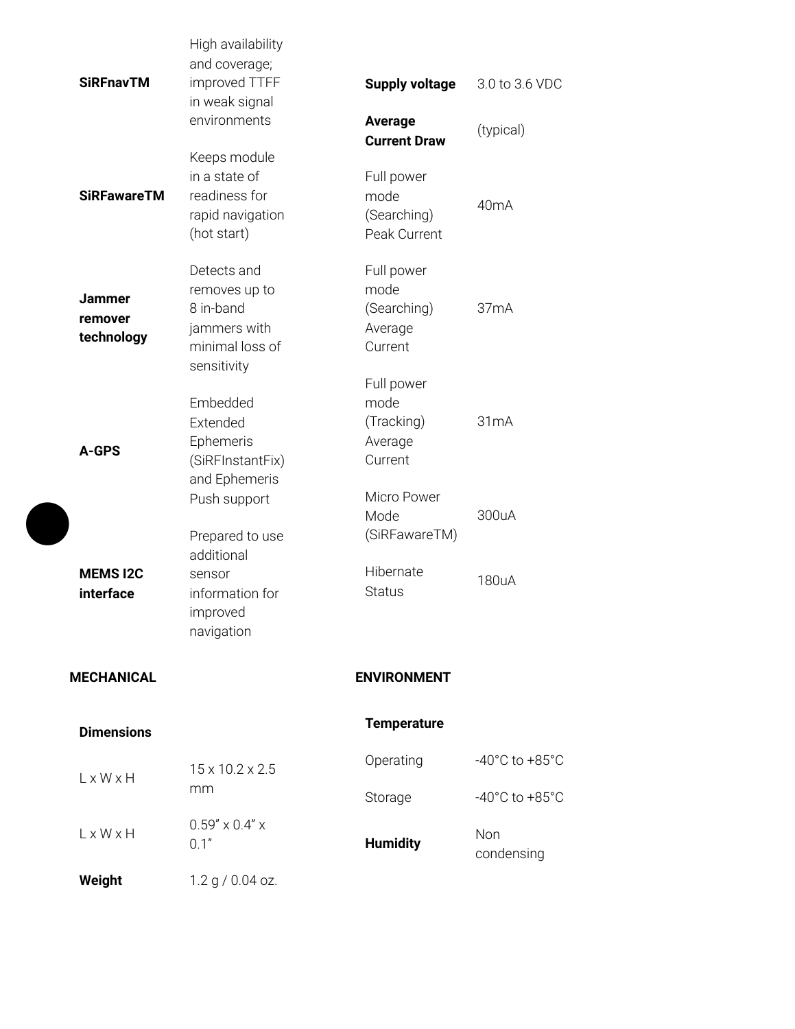| | |
|---|---|
| **SiRFnavTM** | High availability and coverage; improved TTFF in weak signal environments |
| **SiRFawareTM** | Keeps module in a state of readiness for rapid navigation (hot start) |
| **Jammer remover technology** | Detects and removes up to 8 in-band jammers with minimal loss of sensitivity |
| **A-GPS** | Embedded Extended Ephemeris (SiRFInstantFix) and Ephemeris Push support |
| **MEMS I2C interface** | Prepared to use additional sensor information for improved navigation |

| | |
|---|---|
| **Supply voltage** | 3.0 to 3.6 VDC |
| **Average Current Draw** | (typical) |
| Full power mode (Searching) Peak Current | 40mA |
| Full power mode (Searching) Average Current | 37mA |
| Full power mode (Tracking) Average Current | 31mA |
| Micro Power Mode (SiRFawareTM) | 300uA |
| Hibernate Status | 180uA |

**MECHANICAL**

| | |
|---|---|
| **Dimensions** | |
| L x W x H | 15 x 10.2 x 2.5 mm |
| L x W x H | 0.59” x 0.4” x 0.1” |
| **Weight** | 1.2 g / 0.04 oz. |

**ENVIRONMENT**

| | |
|---|---|
| **Temperature** | |
| Operating | -40°C to +85°C |
| Storage | -40°C to +85°C |
| **Humidity** | Non condensing |